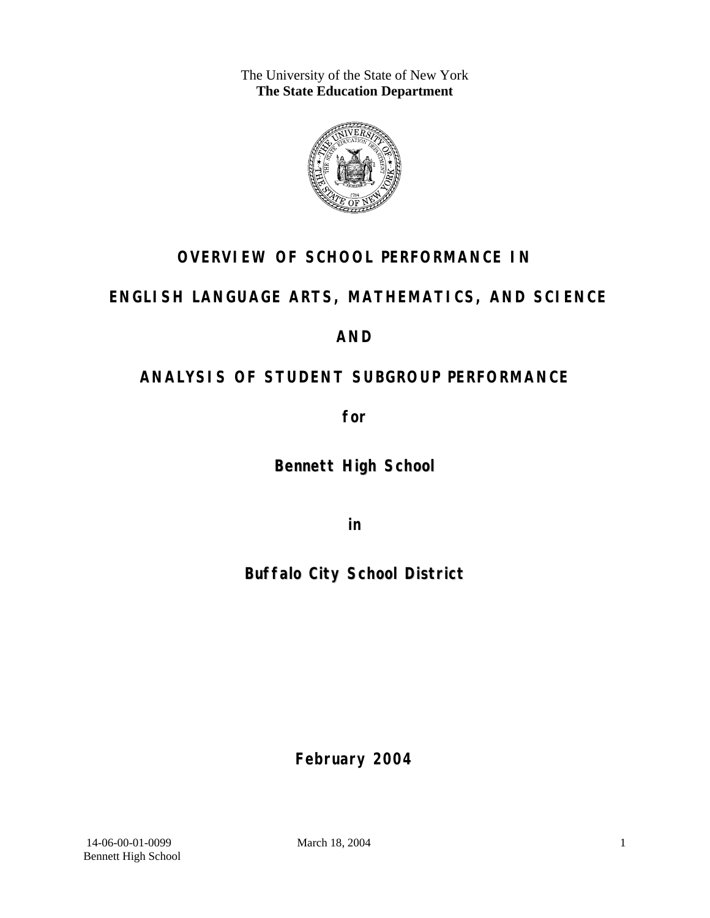The University of the State of New York
**The State Education Department**

# OVERVIEW OF SCHOOL PERFORMANCE IN

# ENGLISH LANGUAGE ARTS, MATHEMATICS, AND SCIENCE

# AND

# ANALYSIS OF STUDENT SUBGROUP PERFORMANCE

**for**

**Bennett High School**

**in**

**Buffalo City School District**

**February 2004**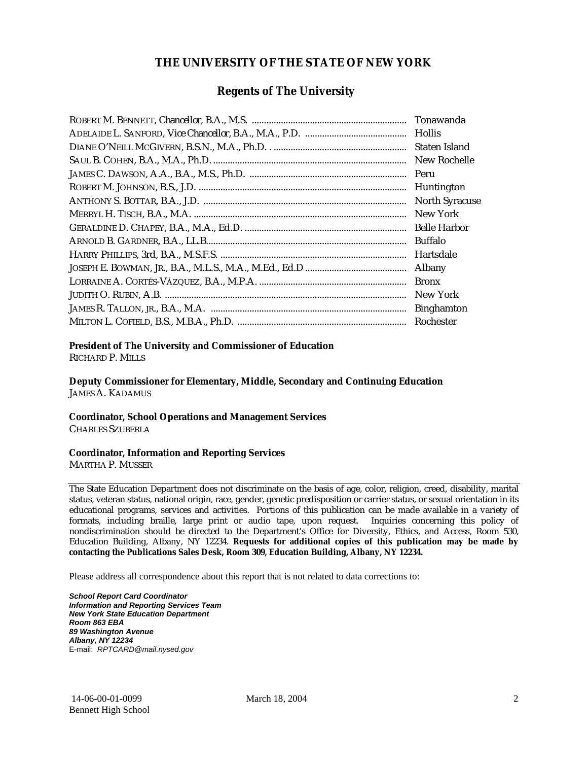# THE UNIVERSITY OF THE STATE OF NEW YORK

## Regents of The University

| | |
|---|---|
| ROBERT M. BENNETT, *Chancellor*, B.A., M.S. | Tonawanda |
| ADELAIDE L. SANFORD, *Vice Chancellor*, B.A., M.A., P.D. | Hollis |
| DIANE O'NEILL MCGIVERN, B.S.N., M.A., Ph.D. | Staten Island |
| SAUL B. COHEN, B.A., M.A., Ph.D. | New Rochelle |
| JAMES C. DAWSON, A.A., B.A., M.S., Ph.D. | Peru |
| ROBERT M. JOHNSON, B.S., J.D. | Huntington |
| ANTHONY S. BOTTAR, B.A., J.D. | North Syracuse |
| MERRYL H. TISCH, B.A., M.A. | New York |
| GERALDINE D. CHAPEY, B.A., M.A., Ed.D. | Belle Harbor |
| ARNOLD B. GARDNER, B.A., LL.B. | Buffalo |
| HARRY PHILLIPS, 3rd, B.A., M.S.F.S. | Hartsdale |
| JOSEPH E. BOWMAN, JR., B.A., M.L.S., M.A., M.Ed., Ed.D | Albany |
| LORRAINE A. CORTÉS-VÁZQUEZ, B.A., M.P.A. | Bronx |
| JUDITH O. RUBIN, A.B. | New York |
| JAMES R. TALLON, JR., B.A., M.A. | Binghamton |
| MILTON L. COFIELD, B.S., M.B.A., Ph.D. | Rochester |

**President of The University and Commissioner of Education**
RICHARD P. MILLS

**Deputy Commissioner for Elementary, Middle, Secondary and Continuing Education**
JAMES A. KADAMUS

**Coordinator, School Operations and Management Services**
CHARLES SZUBERLA

**Coordinator, Information and Reporting Services**
MARTHA P. MUSSER

---

The State Education Department does not discriminate on the basis of age, color, religion, creed, disability, marital status, veteran status, national origin, race, gender, genetic predisposition or carrier status, or sexual orientation in its educational programs, services and activities. Portions of this publication can be made available in a variety of formats, including braille, large print or audio tape, upon request. Inquiries concerning this policy of nondiscrimination should be directed to the Department's Office for Diversity, Ethics, and Access, Room 530, Education Building, Albany, NY 12234. **Requests for additional copies of this publication may be made by contacting the Publications Sales Desk, Room 309, Education Building, Albany, NY 12234.**

Please address all correspondence about this report that is not related to data corrections to:

***School Report Card Coordinator***
***Information and Reporting Services Team***
***New York State Education Department***
***Room 863 EBA***
***89 Washington Avenue***
***Albany, NY 12234***
E-mail: *RPTCARD@mail.nysed.gov*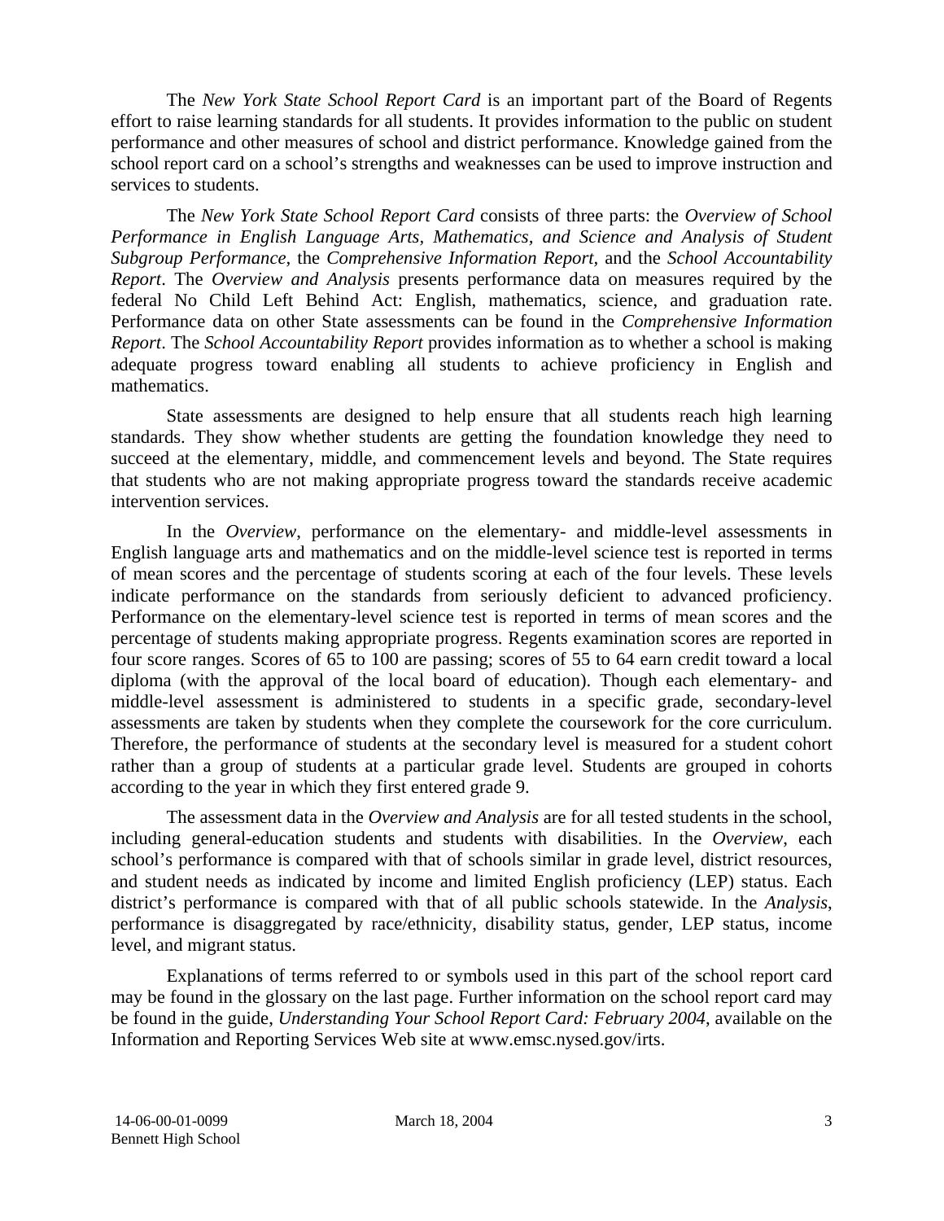The *New York State School Report Card* is an important part of the Board of Regents effort to raise learning standards for all students. It provides information to the public on student performance and other measures of school and district performance. Knowledge gained from the school report card on a school's strengths and weaknesses can be used to improve instruction and services to students.

The *New York State School Report Card* consists of three parts: the *Overview of School Performance in English Language Arts, Mathematics, and Science and Analysis of Student Subgroup Performance,* the *Comprehensive Information Report,* and the *School Accountability Report*. The *Overview and Analysis* presents performance data on measures required by the federal No Child Left Behind Act: English, mathematics, science, and graduation rate. Performance data on other State assessments can be found in the *Comprehensive Information Report*. The *School Accountability Report* provides information as to whether a school is making adequate progress toward enabling all students to achieve proficiency in English and mathematics.

State assessments are designed to help ensure that all students reach high learning standards. They show whether students are getting the foundation knowledge they need to succeed at the elementary, middle, and commencement levels and beyond. The State requires that students who are not making appropriate progress toward the standards receive academic intervention services.

In the *Overview*, performance on the elementary- and middle-level assessments in English language arts and mathematics and on the middle-level science test is reported in terms of mean scores and the percentage of students scoring at each of the four levels. These levels indicate performance on the standards from seriously deficient to advanced proficiency. Performance on the elementary-level science test is reported in terms of mean scores and the percentage of students making appropriate progress. Regents examination scores are reported in four score ranges. Scores of 65 to 100 are passing; scores of 55 to 64 earn credit toward a local diploma (with the approval of the local board of education). Though each elementary- and middle-level assessment is administered to students in a specific grade, secondary-level assessments are taken by students when they complete the coursework for the core curriculum. Therefore, the performance of students at the secondary level is measured for a student cohort rather than a group of students at a particular grade level. Students are grouped in cohorts according to the year in which they first entered grade 9.

The assessment data in the *Overview and Analysis* are for all tested students in the school, including general-education students and students with disabilities. In the *Overview*, each school's performance is compared with that of schools similar in grade level, district resources, and student needs as indicated by income and limited English proficiency (LEP) status. Each district's performance is compared with that of all public schools statewide. In the *Analysis*, performance is disaggregated by race/ethnicity, disability status, gender, LEP status, income level, and migrant status.

Explanations of terms referred to or symbols used in this part of the school report card may be found in the glossary on the last page. Further information on the school report card may be found in the guide, *Understanding Your School Report Card: February 2004*, available on the Information and Reporting Services Web site at www.emsc.nysed.gov/irts.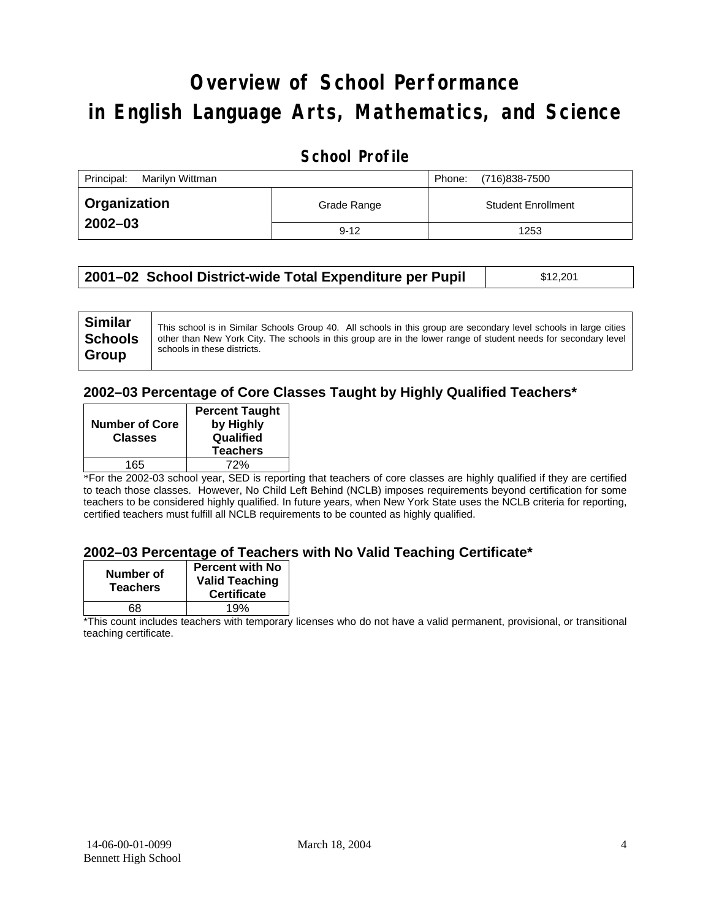# Overview of School Performance in English Language Arts, Mathematics, and Science

## School Profile

| Principal: Marilyn Wittman | | Phone: (716)838-7500 |
|---|---|---|
| **Organization 2002–03** | Grade Range | Student Enrollment |
| | 9-12 | 1253 |

| **2001–02 School District-wide Total Expenditure per Pupil** | $12,201 |
|---|---|

| **Similar Schools Group** | This school is in Similar Schools Group 40. All schools in this group are secondary level schools in large cities other than New York City. The schools in this group are in the lower range of student needs for secondary level schools in these districts. |
|---|---|

### 2002–03 Percentage of Core Classes Taught by Highly Qualified Teachers*

| Number of Core Classes | Percent Taught by Highly Qualified Teachers |
|---|---|
| 165 | 72% |

*For the 2002-03 school year, SED is reporting that teachers of core classes are highly qualified if they are certified to teach those classes. However, No Child Left Behind (NCLB) imposes requirements beyond certification for some teachers to be considered highly qualified. In future years, when New York State uses the NCLB criteria for reporting, certified teachers must fulfill all NCLB requirements to be counted as highly qualified.

### 2002–03 Percentage of Teachers with No Valid Teaching Certificate*

| Number of Teachers | Percent with No Valid Teaching Certificate |
|---|---|
| 68 | 19% |

*This count includes teachers with temporary licenses who do not have a valid permanent, provisional, or transitional teaching certificate.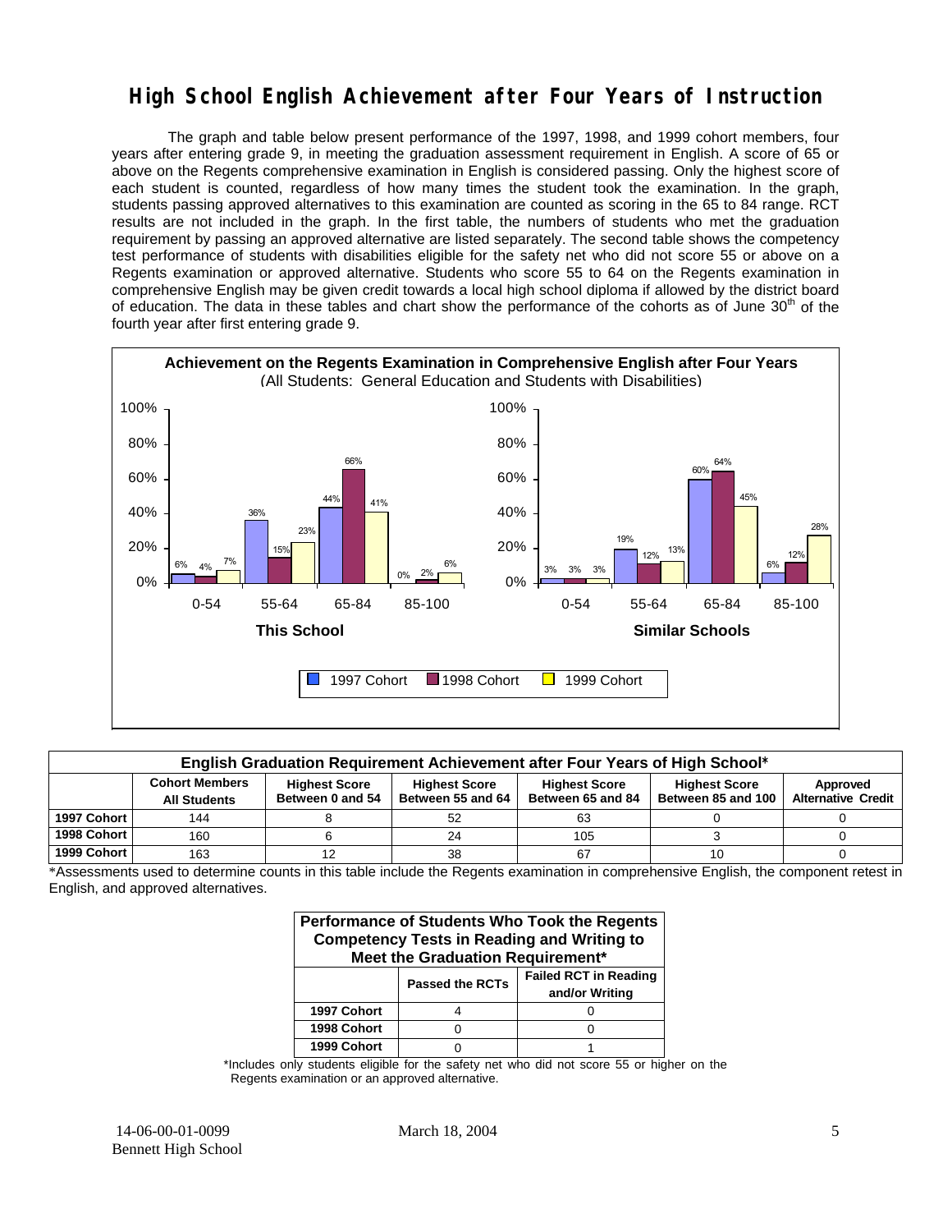# High School English Achievement after Four Years of Instruction

The graph and table below present performance of the 1997, 1998, and 1999 cohort members, four years after entering grade 9, in meeting the graduation assessment requirement in English. A score of 65 or above on the Regents comprehensive examination in English is considered passing. Only the highest score of each student is counted, regardless of how many times the student took the examination. In the graph, students passing approved alternatives to this examination are counted as scoring in the 65 to 84 range. RCT results are not included in the graph. In the first table, the numbers of students who met the graduation requirement by passing an approved alternative are listed separately. The second table shows the competency test performance of students with disabilities eligible for the safety net who did not score 55 or above on a Regents examination or approved alternative. Students who score 55 to 64 on the Regents examination in comprehensive English may be given credit towards a local high school diploma if allowed by the district board of education. The data in these tables and chart show the performance of the cohorts as of June 30th of the fourth year after first entering grade 9.

**Achievement on the Regents Examination in Comprehensive English after Four Years**
(All Students: General Education and Students with Disabilities)

**This School**

| Score | 1997 Cohort | 1998 Cohort | 1999 Cohort |
|---|---|---|---|
| 0-54 | 6% | 4% | 7% |
| 55-64 | 36% | 15% | 23% |
| 65-84 | 44% | 66% | 41% |
| 85-100 | 0% | 2% | 6% |

**Similar Schools**

| Score | 1997 Cohort | 1998 Cohort | 1999 Cohort |
|---|---|---|---|
| 0-54 | 3% | 3% | 3% |
| 55-64 | 19% | 12% | 13% |
| 65-84 | 60% | 64% | 45% |
| 85-100 | 6% | 12% | 28% |

**English Graduation Requirement Achievement after Four Years of High School***

| | Cohort Members All Students | Highest Score Between 0 and 54 | Highest Score Between 55 and 64 | Highest Score Between 65 and 84 | Highest Score Between 85 and 100 | Approved Alternative Credit |
|---|---|---|---|---|---|---|
| 1997 Cohort | 144 | 8 | 52 | 63 | 0 | 0 |
| 1998 Cohort | 160 | 6 | 24 | 105 | 3 | 0 |
| 1999 Cohort | 163 | 12 | 38 | 67 | 10 | 0 |

*Assessments used to determine counts in this table include the Regents examination in comprehensive English, the component retest in English, and approved alternatives.

**Performance of Students Who Took the Regents Competency Tests in Reading and Writing to Meet the Graduation Requirement***

| | Passed the RCTs | Failed RCT in Reading and/or Writing |
|---|---|---|
| 1997 Cohort | 4 | 0 |
| 1998 Cohort | 0 | 0 |
| 1999 Cohort | 0 | 1 |

*Includes only students eligible for the safety net who did not score 55 or higher on the Regents examination or an approved alternative.

14-06-00-01-0099 Bennett High School — March 18, 2004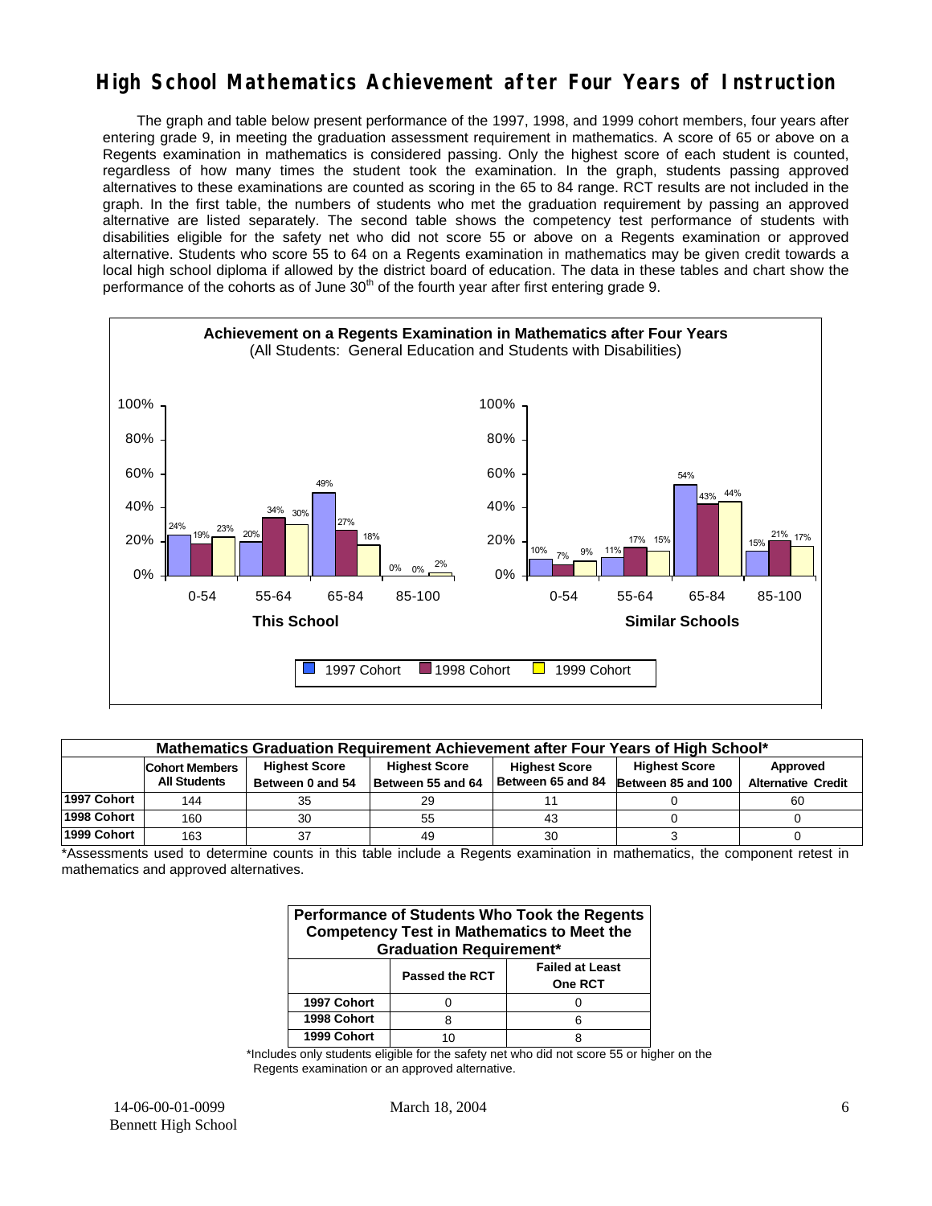# High School Mathematics Achievement after Four Years of Instruction

The graph and table below present performance of the 1997, 1998, and 1999 cohort members, four years after entering grade 9, in meeting the graduation assessment requirement in mathematics. A score of 65 or above on a Regents examination in mathematics is considered passing. Only the highest score of each student is counted, regardless of how many times the student took the examination. In the graph, students passing approved alternatives to these examinations are counted as scoring in the 65 to 84 range. RCT results are not included in the graph. In the first table, the numbers of students who met the graduation requirement by passing an approved alternative are listed separately. The second table shows the competency test performance of students with disabilities eligible for the safety net who did not score 55 or above on a Regents examination or approved alternative. Students who score 55 to 64 on a Regents examination in mathematics may be given credit towards a local high school diploma if allowed by the district board of education. The data in these tables and chart show the performance of the cohorts as of June 30th of the fourth year after first entering grade 9.

**Achievement on a Regents Examination in Mathematics after Four Years**
(All Students: General Education and Students with Disabilities)

**This School**

| Score Range | 1997 Cohort | 1998 Cohort | 1999 Cohort |
|---|---|---|---|
| 0-54 | 24% | 19% | 23% |
| 55-64 | 20% | 34% | 30% |
| 65-84 | 49% | 27% | 18% |
| 85-100 | 0% | 0% | 2% |

**Similar Schools**

| Score Range | 1997 Cohort | 1998 Cohort | 1999 Cohort |
|---|---|---|---|
| 0-54 | 10% | 7% | 9% |
| 55-64 | 11% | 17% | 15% |
| 65-84 | 54% | 43% | 44% |
| 85-100 | 15% | 21% | 17% |

**Mathematics Graduation Requirement Achievement after Four Years of High School***

| | Cohort Members All Students | Highest Score Between 0 and 54 | Highest Score Between 55 and 64 | Highest Score Between 65 and 84 | Highest Score Between 85 and 100 | Approved Alternative Credit |
|---|---|---|---|---|---|---|
| 1997 Cohort | 144 | 35 | 29 | 11 | 0 | 60 |
| 1998 Cohort | 160 | 30 | 55 | 43 | 0 | 0 |
| 1999 Cohort | 163 | 37 | 49 | 30 | 3 | 0 |

*Assessments used to determine counts in this table include a Regents examination in mathematics, the component retest in mathematics and approved alternatives.

**Performance of Students Who Took the Regents Competency Test in Mathematics to Meet the Graduation Requirement***

| | Passed the RCT | Failed at Least One RCT |
|---|---|---|
| 1997 Cohort | 0 | 0 |
| 1998 Cohort | 8 | 6 |
| 1999 Cohort | 10 | 8 |

*Includes only students eligible for the safety net who did not score 55 or higher on the Regents examination or an approved alternative.

14-06-00-01-0099
Bennett High School

March 18, 2004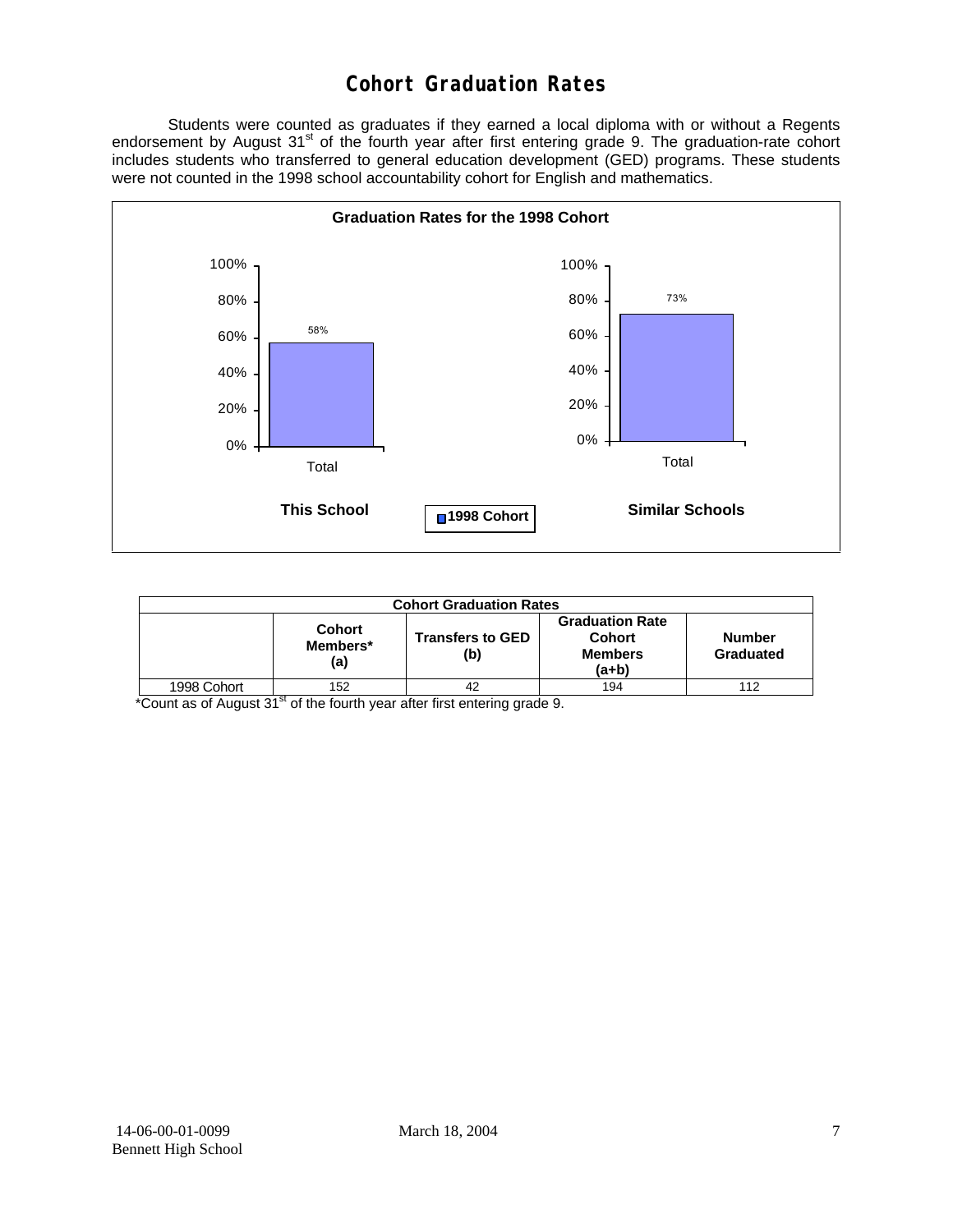# Cohort Graduation Rates

Students were counted as graduates if they earned a local diploma with or without a Regents endorsement by August 31st of the fourth year after first entering grade 9. The graduation-rate cohort includes students who transferred to general education development (GED) programs. These students were not counted in the 1998 school accountability cohort for English and mathematics.

**Graduation Rates for the 1998 Cohort**

| | This School | Similar Schools |
|---|---|---|
| Total | 58% | 73% |

| Cohort Graduation Rates | | | | |
|---|---|---|---|---|
| | Cohort Members* (a) | Transfers to GED (b) | Graduation Rate Cohort Members (a+b) | Number Graduated |
| 1998 Cohort | 152 | 42 | 194 | 112 |

*Count as of August 31st of the fourth year after first entering grade 9.

14-06-00-01-0099
Bennett High School

March 18, 2004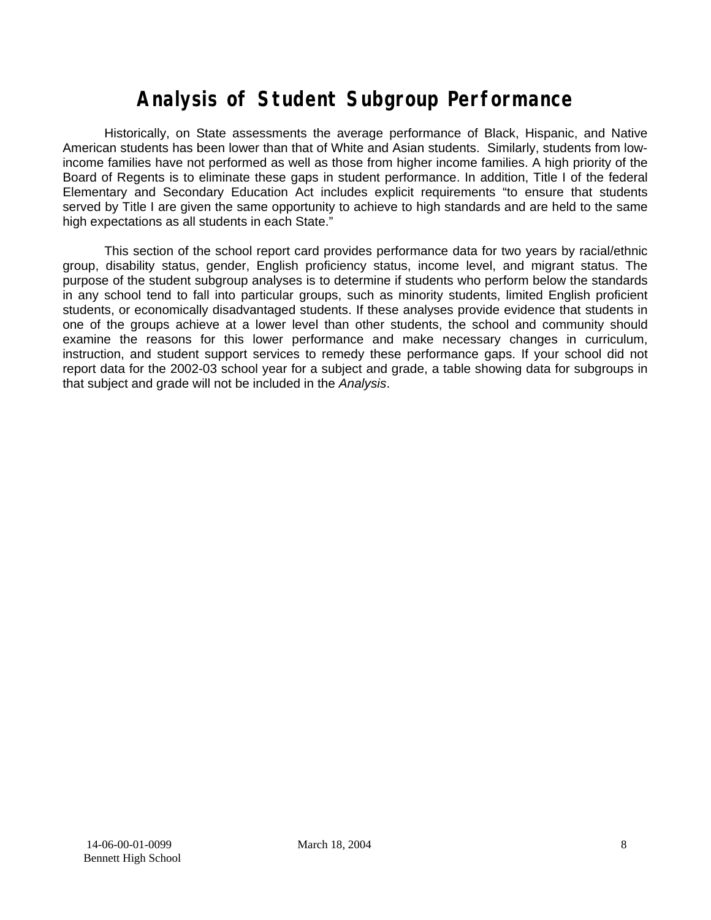# Analysis of Student Subgroup Performance

Historically, on State assessments the average performance of Black, Hispanic, and Native American students has been lower than that of White and Asian students. Similarly, students from low-income families have not performed as well as those from higher income families. A high priority of the Board of Regents is to eliminate these gaps in student performance. In addition, Title I of the federal Elementary and Secondary Education Act includes explicit requirements "to ensure that students served by Title I are given the same opportunity to achieve to high standards and are held to the same high expectations as all students in each State."

This section of the school report card provides performance data for two years by racial/ethnic group, disability status, gender, English proficiency status, income level, and migrant status. The purpose of the student subgroup analyses is to determine if students who perform below the standards in any school tend to fall into particular groups, such as minority students, limited English proficient students, or economically disadvantaged students. If these analyses provide evidence that students in one of the groups achieve at a lower level than other students, the school and community should examine the reasons for this lower performance and make necessary changes in curriculum, instruction, and student support services to remedy these performance gaps. If your school did not report data for the 2002-03 school year for a subject and grade, a table showing data for subgroups in that subject and grade will not be included in the *Analysis*.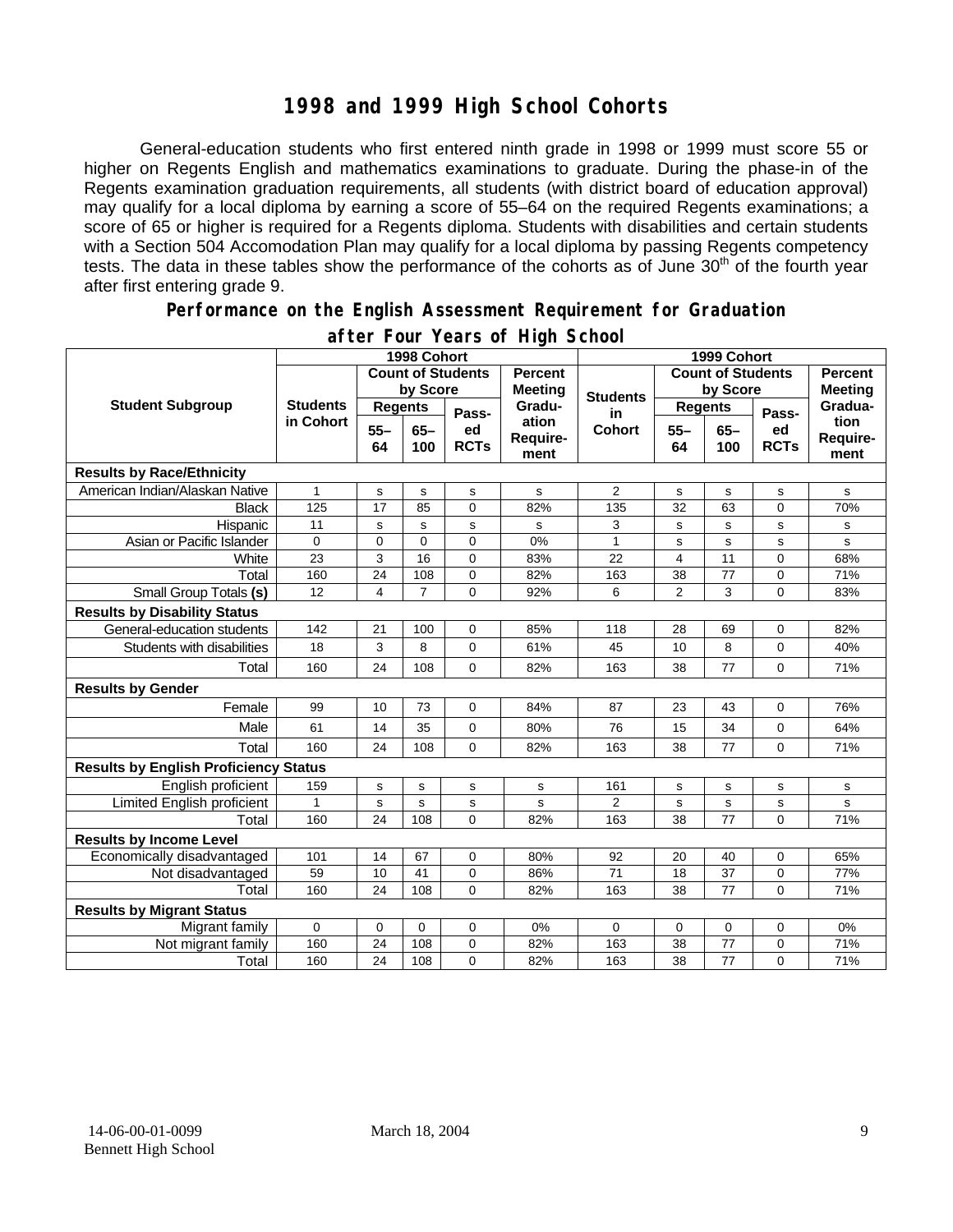# 1998 and 1999 High School Cohorts

General-education students who first entered ninth grade in 1998 or 1999 must score 55 or higher on Regents English and mathematics examinations to graduate. During the phase-in of the Regents examination graduation requirements, all students (with district board of education approval) may qualify for a local diploma by earning a score of 55–64 on the required Regents examinations; a score of 65 or higher is required for a Regents diploma. Students with disabilities and certain students with a Section 504 Accomodation Plan may qualify for a local diploma by passing Regents competency tests. The data in these tables show the performance of the cohorts as of June 30th of the fourth year after first entering grade 9.

## Performance on the English Assessment Requirement for Graduation after Four Years of High School

| Student Subgroup | 1998 Cohort | | | | | 1999 Cohort | | | | |
|---|---|---|---|---|---|---|---|---|---|---|
| | Students in Cohort | Count of Students by Score | | | Percent Meeting Graduation Requirement | Students in Cohort | Count of Students by Score | | | Percent Meeting Graduation Requirement |
| | | Regents 55–64 | Regents 65–100 | Passed RCTs | | | Regents 55–64 | Regents 65–100 | Passed RCTs | |
| **Results by Race/Ethnicity** | | | | | | | | | | |
| American Indian/Alaskan Native | 1 | s | s | s | s | 2 | s | s | s | s |
| Black | 125 | 17 | 85 | 0 | 82% | 135 | 32 | 63 | 0 | 70% |
| Hispanic | 11 | s | s | s | s | 3 | s | s | s | s |
| Asian or Pacific Islander | 0 | 0 | 0 | 0 | 0% | 1 | s | s | s | s |
| White | 23 | 3 | 16 | 0 | 83% | 22 | 4 | 11 | 0 | 68% |
| Total | 160 | 24 | 108 | 0 | 82% | 163 | 38 | 77 | 0 | 71% |
| Small Group Totals **(s)** | 12 | 4 | 7 | 0 | 92% | 6 | 2 | 3 | 0 | 83% |
| **Results by Disability Status** | | | | | | | | | | |
| General-education students | 142 | 21 | 100 | 0 | 85% | 118 | 28 | 69 | 0 | 82% |
| Students with disabilities | 18 | 3 | 8 | 0 | 61% | 45 | 10 | 8 | 0 | 40% |
| Total | 160 | 24 | 108 | 0 | 82% | 163 | 38 | 77 | 0 | 71% |
| **Results by Gender** | | | | | | | | | | |
| Female | 99 | 10 | 73 | 0 | 84% | 87 | 23 | 43 | 0 | 76% |
| Male | 61 | 14 | 35 | 0 | 80% | 76 | 15 | 34 | 0 | 64% |
| Total | 160 | 24 | 108 | 0 | 82% | 163 | 38 | 77 | 0 | 71% |
| **Results by English Proficiency Status** | | | | | | | | | | |
| English proficient | 159 | s | s | s | s | 161 | s | s | s | s |
| Limited English proficient | 1 | s | s | s | s | 2 | s | s | s | s |
| Total | 160 | 24 | 108 | 0 | 82% | 163 | 38 | 77 | 0 | 71% |
| **Results by Income Level** | | | | | | | | | | |
| Economically disadvantaged | 101 | 14 | 67 | 0 | 80% | 92 | 20 | 40 | 0 | 65% |
| Not disadvantaged | 59 | 10 | 41 | 0 | 86% | 71 | 18 | 37 | 0 | 77% |
| Total | 160 | 24 | 108 | 0 | 82% | 163 | 38 | 77 | 0 | 71% |
| **Results by Migrant Status** | | | | | | | | | | |
| Migrant family | 0 | 0 | 0 | 0 | 0% | 0 | 0 | 0 | 0 | 0% |
| Not migrant family | 160 | 24 | 108 | 0 | 82% | 163 | 38 | 77 | 0 | 71% |
| Total | 160 | 24 | 108 | 0 | 82% | 163 | 38 | 77 | 0 | 71% |

14-06-00-01-0099 Bennett High School — March 18, 2004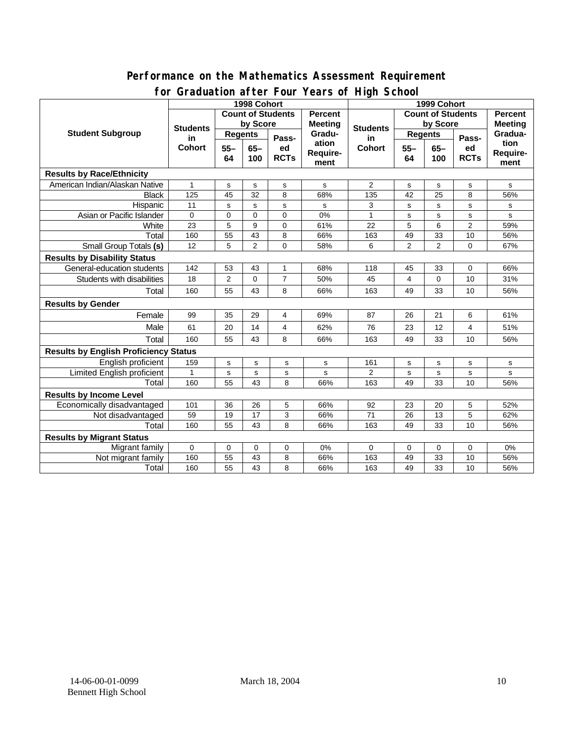## Performance on the Mathematics Assessment Requirement for Graduation after Four Years of High School

| Student Subgroup | 1998 Cohort | | | | | 1999 Cohort | | | | |
|---|---|---|---|---|---|---|---|---|---|---|
| | Students in Cohort | Count of Students by Score | | | Percent Meeting Graduation Requirement | Students in Cohort | Count of Students by Score | | | Percent Meeting Graduation Requirement |
| | | Regents 55–64 | Regents 65–100 | Passed RCTs | | | Regents 55–64 | Regents 65–100 | Passed RCTs | |
| **Results by Race/Ethnicity** | | | | | | | | | | |
| American Indian/Alaskan Native | 1 | s | s | s | s | 2 | s | s | s | s |
| Black | 125 | 45 | 32 | 8 | 68% | 135 | 42 | 25 | 8 | 56% |
| Hispanic | 11 | s | s | s | s | 3 | s | s | s | s |
| Asian or Pacific Islander | 0 | 0 | 0 | 0 | 0% | 1 | s | s | s | s |
| White | 23 | 5 | 9 | 0 | 61% | 22 | 5 | 6 | 2 | 59% |
| Total | 160 | 55 | 43 | 8 | 66% | 163 | 49 | 33 | 10 | 56% |
| Small Group Totals **(s)** | 12 | 5 | 2 | 0 | 58% | 6 | 2 | 2 | 0 | 67% |
| **Results by Disability Status** | | | | | | | | | | |
| General-education students | 142 | 53 | 43 | 1 | 68% | 118 | 45 | 33 | 0 | 66% |
| Students with disabilities | 18 | 2 | 0 | 7 | 50% | 45 | 4 | 0 | 10 | 31% |
| Total | 160 | 55 | 43 | 8 | 66% | 163 | 49 | 33 | 10 | 56% |
| **Results by Gender** | | | | | | | | | | |
| Female | 99 | 35 | 29 | 4 | 69% | 87 | 26 | 21 | 6 | 61% |
| Male | 61 | 20 | 14 | 4 | 62% | 76 | 23 | 12 | 4 | 51% |
| Total | 160 | 55 | 43 | 8 | 66% | 163 | 49 | 33 | 10 | 56% |
| **Results by English Proficiency Status** | | | | | | | | | | |
| English proficient | 159 | s | s | s | s | 161 | s | s | s | s |
| Limited English proficient | 1 | s | s | s | s | 2 | s | s | s | s |
| Total | 160 | 55 | 43 | 8 | 66% | 163 | 49 | 33 | 10 | 56% |
| **Results by Income Level** | | | | | | | | | | |
| Economically disadvantaged | 101 | 36 | 26 | 5 | 66% | 92 | 23 | 20 | 5 | 52% |
| Not disadvantaged | 59 | 19 | 17 | 3 | 66% | 71 | 26 | 13 | 5 | 62% |
| Total | 160 | 55 | 43 | 8 | 66% | 163 | 49 | 33 | 10 | 56% |
| **Results by Migrant Status** | | | | | | | | | | |
| Migrant family | 0 | 0 | 0 | 0 | 0% | 0 | 0 | 0 | 0 | 0% |
| Not migrant family | 160 | 55 | 43 | 8 | 66% | 163 | 49 | 33 | 10 | 56% |
| Total | 160 | 55 | 43 | 8 | 66% | 163 | 49 | 33 | 10 | 56% |

14-06-00-01-0099
Bennett High School

March 18, 2004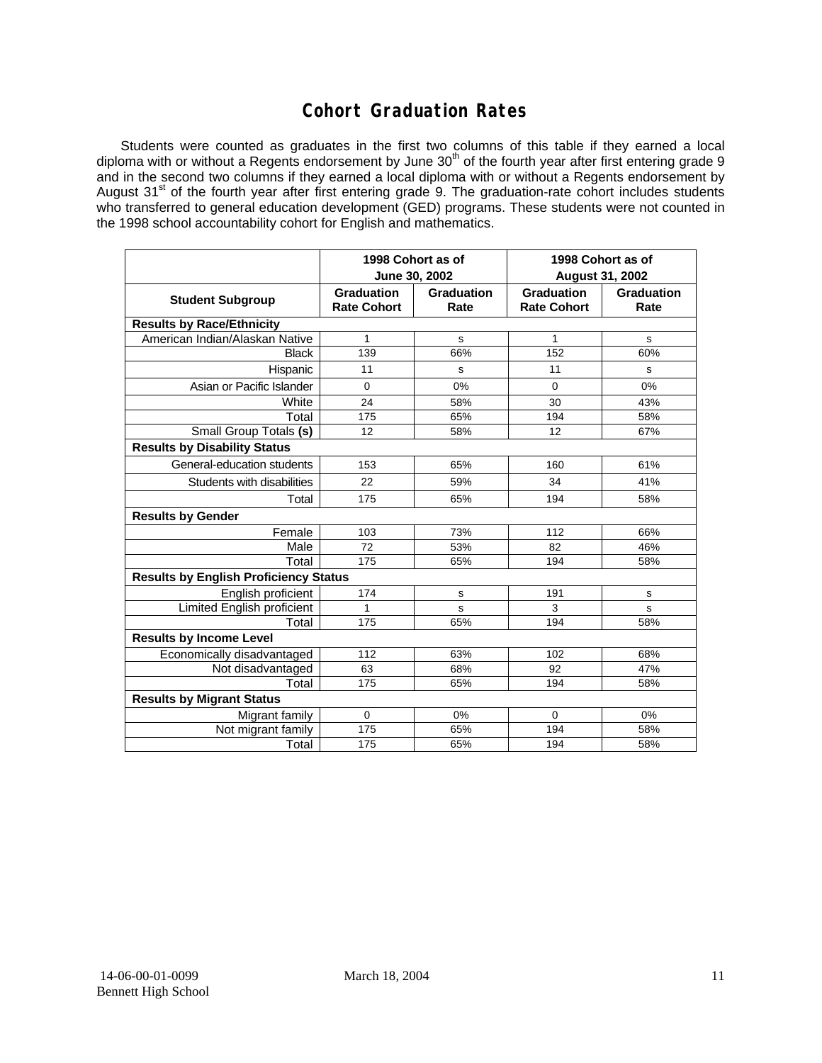# Cohort Graduation Rates

Students were counted as graduates in the first two columns of this table if they earned a local diploma with or without a Regents endorsement by June 30th of the fourth year after first entering grade 9 and in the second two columns if they earned a local diploma with or without a Regents endorsement by August 31st of the fourth year after first entering grade 9. The graduation-rate cohort includes students who transferred to general education development (GED) programs. These students were not counted in the 1998 school accountability cohort for English and mathematics.

| | 1998 Cohort as of June 30, 2002 | | 1998 Cohort as of August 31, 2002 | |
|---|---|---|---|---|
| **Student Subgroup** | **Graduation Rate Cohort** | **Graduation Rate** | **Graduation Rate Cohort** | **Graduation Rate** |
| **Results by Race/Ethnicity** | | | | |
| American Indian/Alaskan Native | 1 | s | 1 | s |
| Black | 139 | 66% | 152 | 60% |
| Hispanic | 11 | s | 11 | s |
| Asian or Pacific Islander | 0 | 0% | 0 | 0% |
| White | 24 | 58% | 30 | 43% |
| Total | 175 | 65% | 194 | 58% |
| Small Group Totals **(s)** | 12 | 58% | 12 | 67% |
| **Results by Disability Status** | | | | |
| General-education students | 153 | 65% | 160 | 61% |
| Students with disabilities | 22 | 59% | 34 | 41% |
| Total | 175 | 65% | 194 | 58% |
| **Results by Gender** | | | | |
| Female | 103 | 73% | 112 | 66% |
| Male | 72 | 53% | 82 | 46% |
| Total | 175 | 65% | 194 | 58% |
| **Results by English Proficiency Status** | | | | |
| English proficient | 174 | s | 191 | s |
| Limited English proficient | 1 | s | 3 | s |
| Total | 175 | 65% | 194 | 58% |
| **Results by Income Level** | | | | |
| Economically disadvantaged | 112 | 63% | 102 | 68% |
| Not disadvantaged | 63 | 68% | 92 | 47% |
| Total | 175 | 65% | 194 | 58% |
| **Results by Migrant Status** | | | | |
| Migrant family | 0 | 0% | 0 | 0% |
| Not migrant family | 175 | 65% | 194 | 58% |
| Total | 175 | 65% | 194 | 58% |

14-06-00-01-0099
Bennett High School

March 18, 2004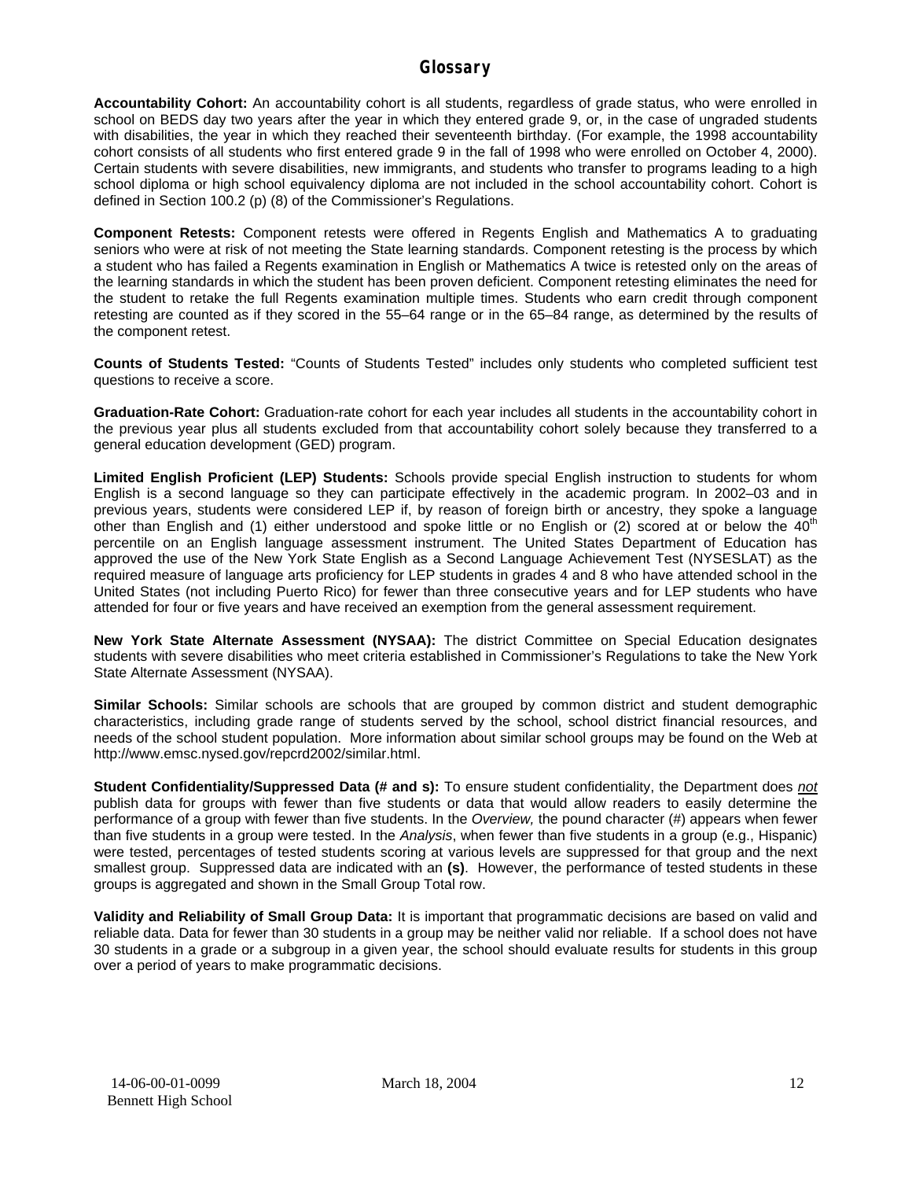# Glossary

**Accountability Cohort:** An accountability cohort is all students, regardless of grade status, who were enrolled in school on BEDS day two years after the year in which they entered grade 9, or, in the case of ungraded students with disabilities, the year in which they reached their seventeenth birthday. (For example, the 1998 accountability cohort consists of all students who first entered grade 9 in the fall of 1998 who were enrolled on October 4, 2000). Certain students with severe disabilities, new immigrants, and students who transfer to programs leading to a high school diploma or high school equivalency diploma are not included in the school accountability cohort. Cohort is defined in Section 100.2 (p) (8) of the Commissioner's Regulations.

**Component Retests:** Component retests were offered in Regents English and Mathematics A to graduating seniors who were at risk of not meeting the State learning standards. Component retesting is the process by which a student who has failed a Regents examination in English or Mathematics A twice is retested only on the areas of the learning standards in which the student has been proven deficient. Component retesting eliminates the need for the student to retake the full Regents examination multiple times. Students who earn credit through component retesting are counted as if they scored in the 55–64 range or in the 65–84 range, as determined by the results of the component retest.

**Counts of Students Tested:** "Counts of Students Tested" includes only students who completed sufficient test questions to receive a score.

**Graduation-Rate Cohort:** Graduation-rate cohort for each year includes all students in the accountability cohort in the previous year plus all students excluded from that accountability cohort solely because they transferred to a general education development (GED) program.

**Limited English Proficient (LEP) Students:** Schools provide special English instruction to students for whom English is a second language so they can participate effectively in the academic program. In 2002–03 and in previous years, students were considered LEP if, by reason of foreign birth or ancestry, they spoke a language other than English and (1) either understood and spoke little or no English or (2) scored at or below the 40th percentile on an English language assessment instrument. The United States Department of Education has approved the use of the New York State English as a Second Language Achievement Test (NYSESLAT) as the required measure of language arts proficiency for LEP students in grades 4 and 8 who have attended school in the United States (not including Puerto Rico) for fewer than three consecutive years and for LEP students who have attended for four or five years and have received an exemption from the general assessment requirement.

**New York State Alternate Assessment (NYSAA):** The district Committee on Special Education designates students with severe disabilities who meet criteria established in Commissioner's Regulations to take the New York State Alternate Assessment (NYSAA).

**Similar Schools:** Similar schools are schools that are grouped by common district and student demographic characteristics, including grade range of students served by the school, school district financial resources, and needs of the school student population. More information about similar school groups may be found on the Web at http://www.emsc.nysed.gov/repcrd2002/similar.html.

**Student Confidentiality/Suppressed Data (# and s):** To ensure student confidentiality, the Department does *not* publish data for groups with fewer than five students or data that would allow readers to easily determine the performance of a group with fewer than five students. In the *Overview,* the pound character (#) appears when fewer than five students in a group were tested. In the *Analysis*, when fewer than five students in a group (e.g., Hispanic) were tested, percentages of tested students scoring at various levels are suppressed for that group and the next smallest group. Suppressed data are indicated with an **(s)**. However, the performance of tested students in these groups is aggregated and shown in the Small Group Total row.

**Validity and Reliability of Small Group Data:** It is important that programmatic decisions are based on valid and reliable data. Data for fewer than 30 students in a group may be neither valid nor reliable. If a school does not have 30 students in a grade or a subgroup in a given year, the school should evaluate results for students in this group over a period of years to make programmatic decisions.